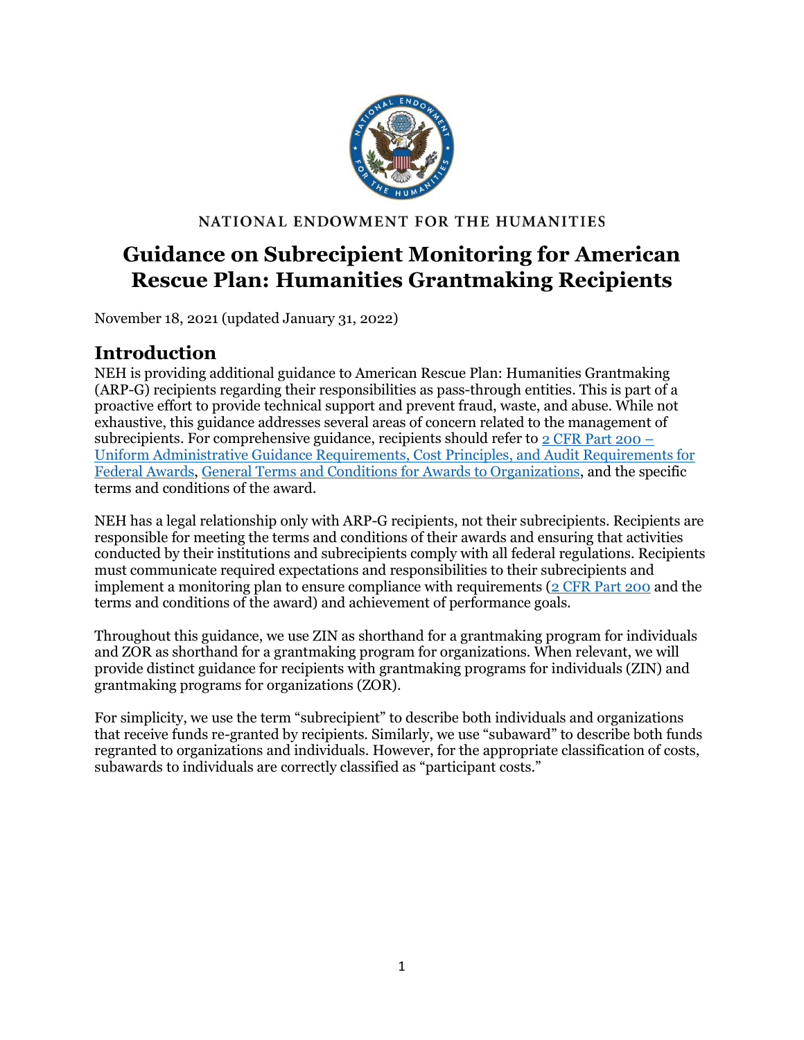NATIONAL ENDOWMENT FOR THE HUMANITIES

# Guidance on Subrecipient Monitoring for American Rescue Plan: Humanities Grantmaking Recipients

November 18, 2021 (updated January 31, 2022)

## Introduction

NEH is providing additional guidance to American Rescue Plan: Humanities Grantmaking (ARP-G) recipients regarding their responsibilities as pass-through entities. This is part of a proactive effort to provide technical support and prevent fraud, waste, and abuse. While not exhaustive, this guidance addresses several areas of concern related to the management of subrecipients. For comprehensive guidance, recipients should refer to [2 CFR Part 200 – Uniform Administrative Guidance Requirements, Cost Principles, and Audit Requirements for Federal Awards](), [General Terms and Conditions for Awards to Organizations](), and the specific terms and conditions of the award.

NEH has a legal relationship only with ARP-G recipients, not their subrecipients. Recipients are responsible for meeting the terms and conditions of their awards and ensuring that activities conducted by their institutions and subrecipients comply with all federal regulations. Recipients must communicate required expectations and responsibilities to their subrecipients and implement a monitoring plan to ensure compliance with requirements ([2 CFR Part 200]() and the terms and conditions of the award) and achievement of performance goals.

Throughout this guidance, we use ZIN as shorthand for a grantmaking program for individuals and ZOR as shorthand for a grantmaking program for organizations. When relevant, we will provide distinct guidance for recipients with grantmaking programs for individuals (ZIN) and grantmaking programs for organizations (ZOR).

For simplicity, we use the term "subrecipient" to describe both individuals and organizations that receive funds re-granted by recipients. Similarly, we use "subaward" to describe both funds regranted to organizations and individuals. However, for the appropriate classification of costs, subawards to individuals are correctly classified as "participant costs."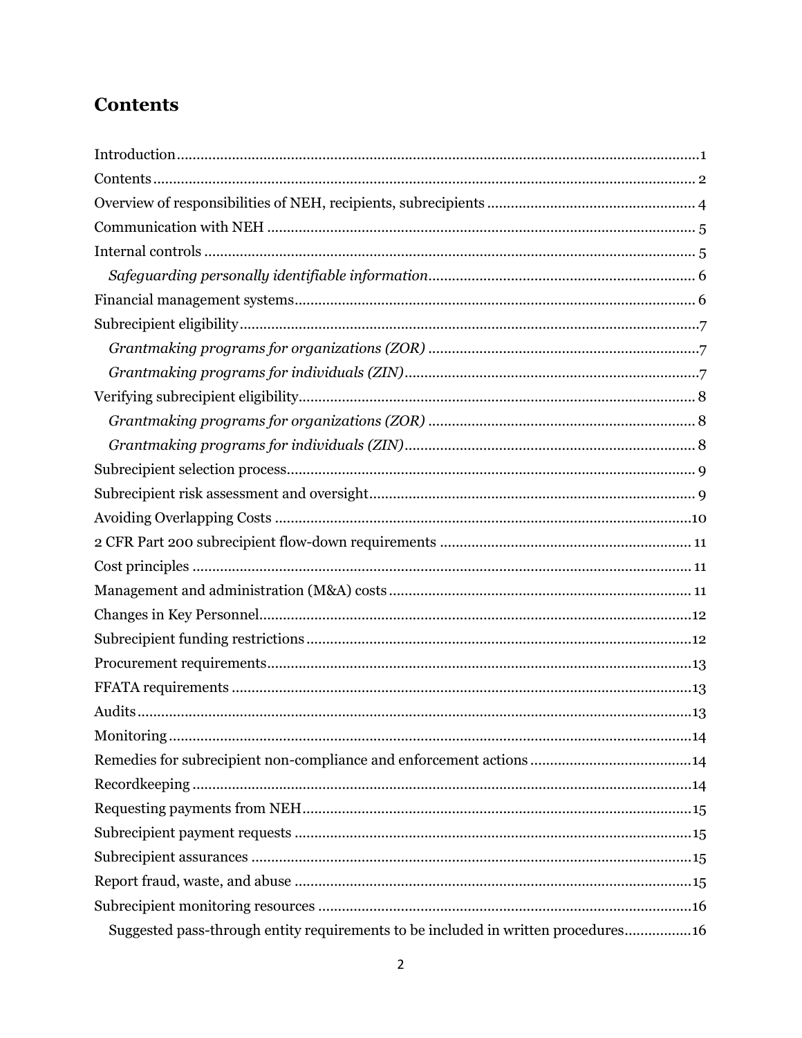## Contents

Introduction ........................................................................................................................... 1
Contents ................................................................................................................................ 2
Overview of responsibilities of NEH, recipients, subrecipients ................................................. 4
Communication with NEH ...................................................................................................... 5
Internal controls ..................................................................................................................... 5
*Safeguarding personally identifiable information* ................................................................. 6
Financial management systems ............................................................................................. 6
Subrecipient eligibility ............................................................................................................ 7
*Grantmaking programs for organizations (ZOR)* .................................................................. 7
*Grantmaking programs for individuals (ZIN)* ....................................................................... 7
Verifying subrecipient eligibility ............................................................................................. 8
*Grantmaking programs for organizations (ZOR)* .................................................................. 8
*Grantmaking programs for individuals (ZIN)* ....................................................................... 8
Subrecipient selection process ................................................................................................ 9
Subrecipient risk assessment and oversight ............................................................................. 9
Avoiding Overlapping Costs .................................................................................................. 10
2 CFR Part 200 subrecipient flow-down requirements ........................................................... 11
Cost principles ...................................................................................................................... 11
Management and administration (M&A) costs ...................................................................... 11
Changes in Key Personnel ..................................................................................................... 12
Subrecipient funding restrictions .......................................................................................... 12
Procurement requirements .................................................................................................... 13
FFATA requirements ............................................................................................................. 13
Audits ................................................................................................................................... 13
Monitoring ............................................................................................................................ 14
Remedies for subrecipient non-compliance and enforcement actions ...................................... 14
Recordkeeping ...................................................................................................................... 14
Requesting payments from NEH ............................................................................................ 15
Subrecipient payment requests ............................................................................................. 15
Subrecipient assurances ........................................................................................................ 15
Report fraud, waste, and abuse .............................................................................................. 15
Subrecipient monitoring resources ........................................................................................ 16
Suggested pass-through entity requirements to be included in written procedures ................. 16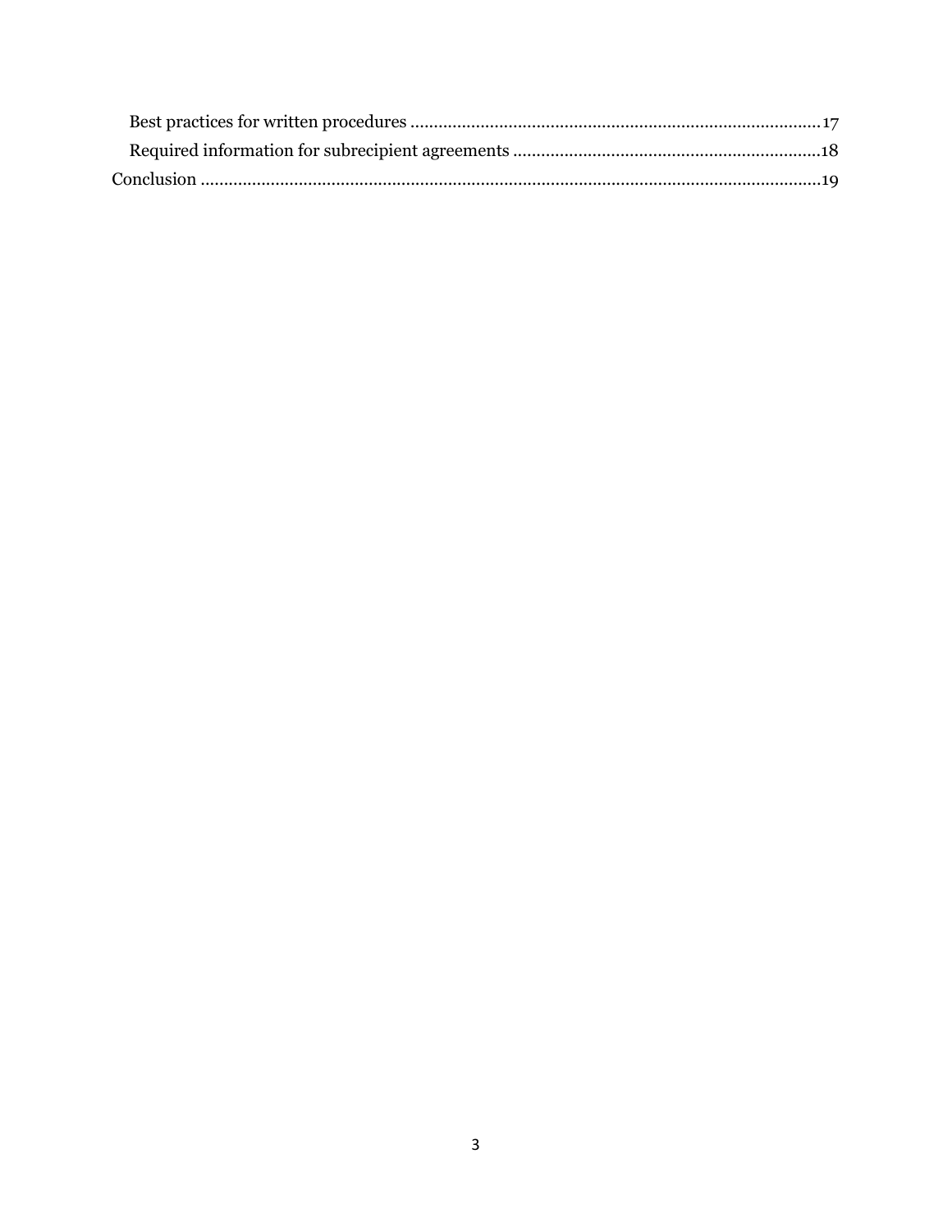- Best practices for written procedures ........................................................................................ 17
- Required information for subrecipient agreements .................................................................. 18

Conclusion ..................................................................................................................................... 19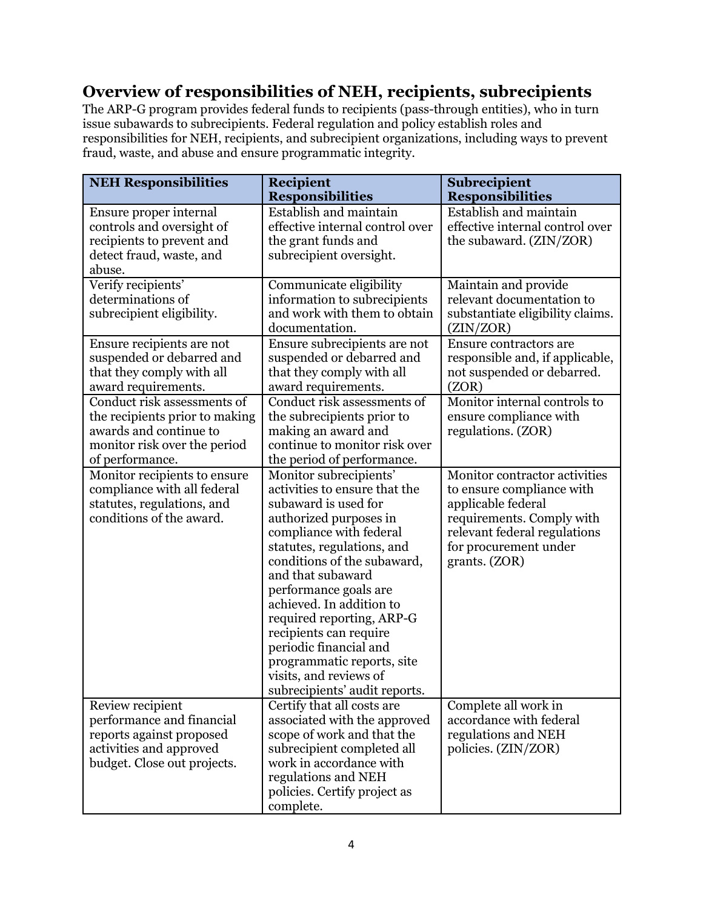## Overview of responsibilities of NEH, recipients, subrecipients

The ARP-G program provides federal funds to recipients (pass-through entities), who in turn issue subawards to subrecipients. Federal regulation and policy establish roles and responsibilities for NEH, recipients, and subrecipient organizations, including ways to prevent fraud, waste, and abuse and ensure programmatic integrity.

| NEH Responsibilities | Recipient Responsibilities | Subrecipient Responsibilities |
|---|---|---|
| Ensure proper internal controls and oversight of recipients to prevent and detect fraud, waste, and abuse. | Establish and maintain effective internal control over the grant funds and subrecipient oversight. | Establish and maintain effective internal control over the subaward. (ZIN/ZOR) |
| Verify recipients' determinations of subrecipient eligibility. | Communicate eligibility information to subrecipients and work with them to obtain documentation. | Maintain and provide relevant documentation to substantiate eligibility claims. (ZIN/ZOR) |
| Ensure recipients are not suspended or debarred and that they comply with all award requirements. | Ensure subrecipients are not suspended or debarred and that they comply with all award requirements. | Ensure contractors are responsible and, if applicable, not suspended or debarred. (ZOR) |
| Conduct risk assessments of the recipients prior to making awards and continue to monitor risk over the period of performance. | Conduct risk assessments of the subrecipients prior to making an award and continue to monitor risk over the period of performance. | Monitor internal controls to ensure compliance with regulations. (ZOR) |
| Monitor recipients to ensure compliance with all federal statutes, regulations, and conditions of the award. | Monitor subrecipients' activities to ensure that the subaward is used for authorized purposes in compliance with federal statutes, regulations, and conditions of the subaward, and that subaward performance goals are achieved. In addition to required reporting, ARP-G recipients can require periodic financial and programmatic reports, site visits, and reviews of subrecipients' audit reports. | Monitor contractor activities to ensure compliance with applicable federal requirements. Comply with relevant federal regulations for procurement under grants. (ZOR) |
| Review recipient performance and financial reports against proposed activities and approved budget. Close out projects. | Certify that all costs are associated with the approved scope of work and that the subrecipient completed all work in accordance with regulations and NEH policies. Certify project as complete. | Complete all work in accordance with federal regulations and NEH policies. (ZIN/ZOR) |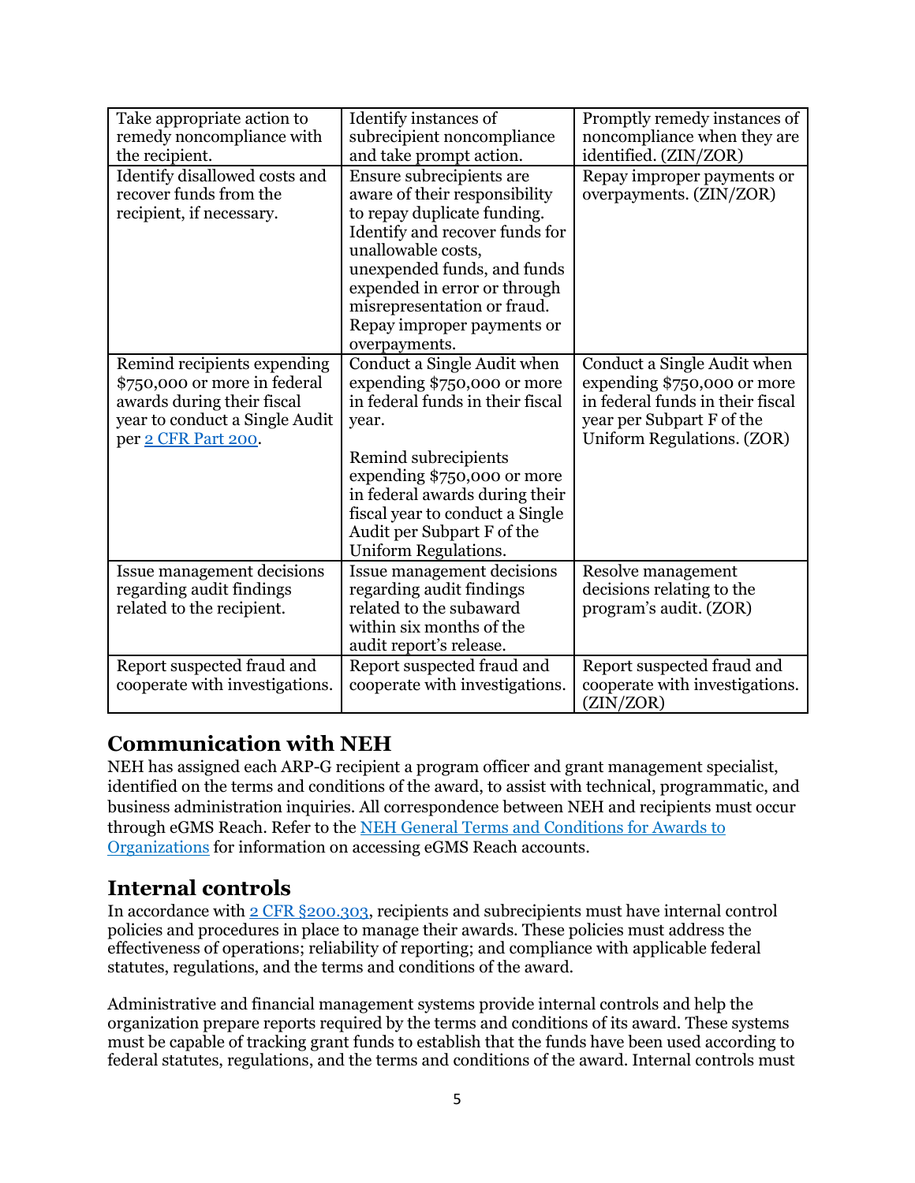| Take appropriate action to remedy noncompliance with the recipient. | Identify instances of subrecipient noncompliance and take prompt action. | Promptly remedy instances of noncompliance when they are identified. (ZIN/ZOR) |
|---|---|---|
| Identify disallowed costs and recover funds from the recipient, if necessary. | Ensure subrecipients are aware of their responsibility to repay duplicate funding. Identify and recover funds for unallowable costs, unexpended funds, and funds expended in error or through misrepresentation or fraud. Repay improper payments or overpayments. | Repay improper payments or overpayments. (ZIN/ZOR) |
| Remind recipients expending $750,000 or more in federal awards during their fiscal year to conduct a Single Audit per [2 CFR Part 200](). | Conduct a Single Audit when expending $750,000 or more in federal funds in their fiscal year.<br><br>Remind subrecipients expending $750,000 or more in federal awards during their fiscal year to conduct a Single Audit per Subpart F of the Uniform Regulations. | Conduct a Single Audit when expending $750,000 or more in federal funds in their fiscal year per Subpart F of the Uniform Regulations. (ZOR) |
| Issue management decisions regarding audit findings related to the recipient. | Issue management decisions regarding audit findings related to the subaward within six months of the audit report's release. | Resolve management decisions relating to the program's audit. (ZOR) |
| Report suspected fraud and cooperate with investigations. | Report suspected fraud and cooperate with investigations. | Report suspected fraud and cooperate with investigations. (ZIN/ZOR) |

## Communication with NEH

NEH has assigned each ARP-G recipient a program officer and grant management specialist, identified on the terms and conditions of the award, to assist with technical, programmatic, and business administration inquiries. All correspondence between NEH and recipients must occur through eGMS Reach. Refer to the [NEH General Terms and Conditions for Awards to Organizations]() for information on accessing eGMS Reach accounts.

## Internal controls

In accordance with [2 CFR §200.303](), recipients and subrecipients must have internal control policies and procedures in place to manage their awards. These policies must address the effectiveness of operations; reliability of reporting; and compliance with applicable federal statutes, regulations, and the terms and conditions of the award.

Administrative and financial management systems provide internal controls and help the organization prepare reports required by the terms and conditions of its award. These systems must be capable of tracking grant funds to establish that the funds have been used according to federal statutes, regulations, and the terms and conditions of the award. Internal controls must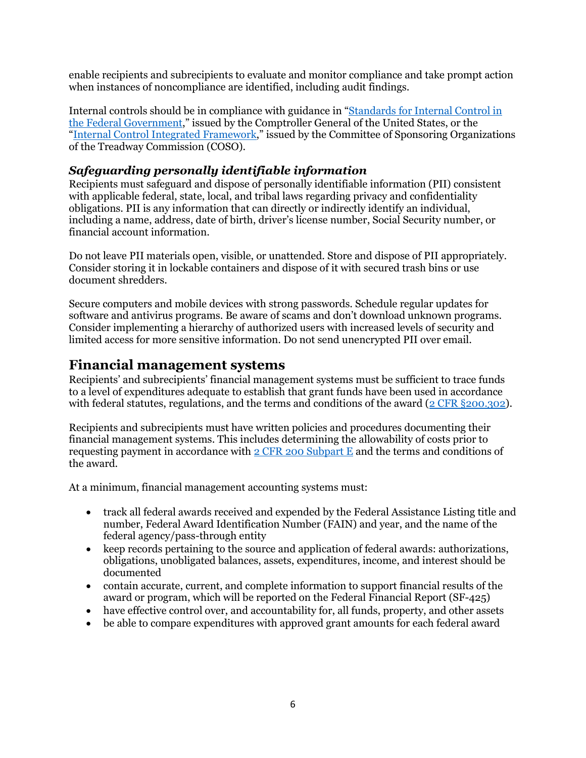enable recipients and subrecipients to evaluate and monitor compliance and take prompt action when instances of noncompliance are identified, including audit findings.

Internal controls should be in compliance with guidance in "[Standards for Internal Control in the Federal Government](#)," issued by the Comptroller General of the United States, or the "[Internal Control Integrated Framework](#)," issued by the Committee of Sponsoring Organizations of the Treadway Commission (COSO).

### *Safeguarding personally identifiable information*

Recipients must safeguard and dispose of personally identifiable information (PII) consistent with applicable federal, state, local, and tribal laws regarding privacy and confidentiality obligations. PII is any information that can directly or indirectly identify an individual, including a name, address, date of birth, driver's license number, Social Security number, or financial account information.

Do not leave PII materials open, visible, or unattended. Store and dispose of PII appropriately. Consider storing it in lockable containers and dispose of it with secured trash bins or use document shredders.

Secure computers and mobile devices with strong passwords. Schedule regular updates for software and antivirus programs. Be aware of scams and don't download unknown programs. Consider implementing a hierarchy of authorized users with increased levels of security and limited access for more sensitive information. Do not send unencrypted PII over email.

## Financial management systems

Recipients' and subrecipients' financial management systems must be sufficient to trace funds to a level of expenditures adequate to establish that grant funds have been used in accordance with federal statutes, regulations, and the terms and conditions of the award ([2 CFR §200.302](#)).

Recipients and subrecipients must have written policies and procedures documenting their financial management systems. This includes determining the allowability of costs prior to requesting payment in accordance with [2 CFR 200 Subpart E](#) and the terms and conditions of the award.

At a minimum, financial management accounting systems must:

- track all federal awards received and expended by the Federal Assistance Listing title and number, Federal Award Identification Number (FAIN) and year, and the name of the federal agency/pass-through entity
- keep records pertaining to the source and application of federal awards: authorizations, obligations, unobligated balances, assets, expenditures, income, and interest should be documented
- contain accurate, current, and complete information to support financial results of the award or program, which will be reported on the Federal Financial Report (SF-425)
- have effective control over, and accountability for, all funds, property, and other assets
- be able to compare expenditures with approved grant amounts for each federal award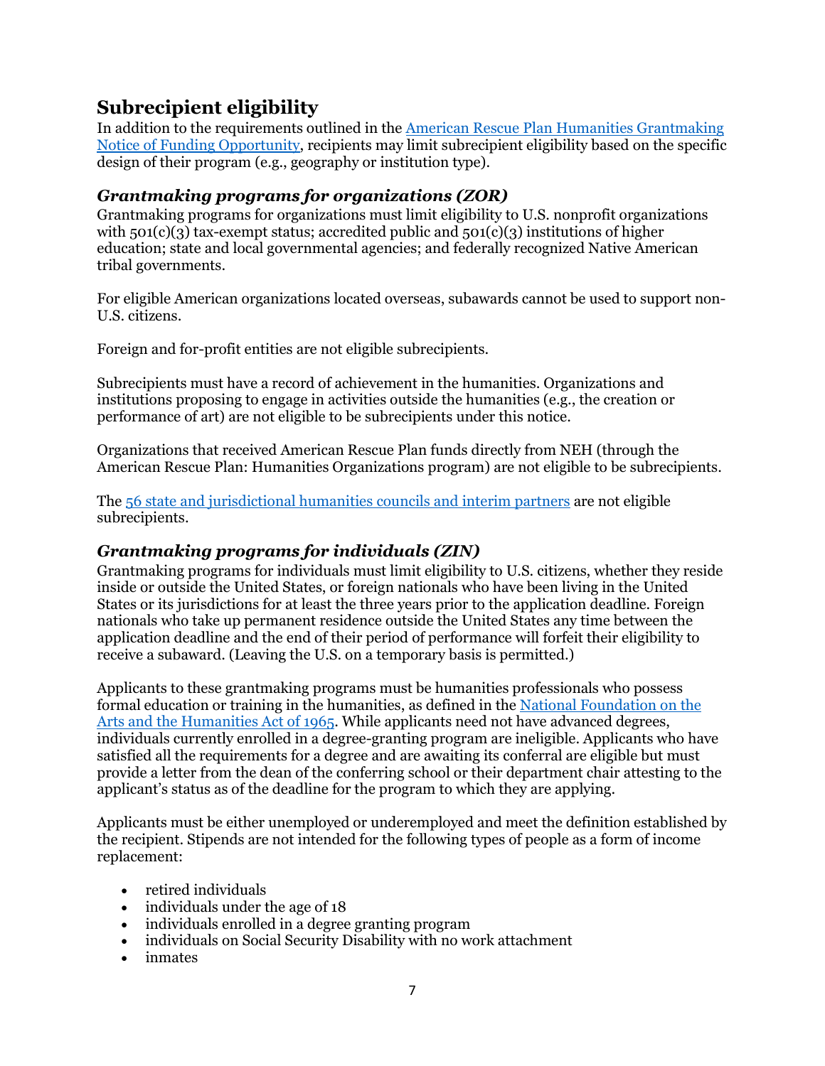## Subrecipient eligibility

In addition to the requirements outlined in the [American Rescue Plan Humanities Grantmaking Notice of Funding Opportunity](), recipients may limit subrecipient eligibility based on the specific design of their program (e.g., geography or institution type).

### *Grantmaking programs for organizations (ZOR)*

Grantmaking programs for organizations must limit eligibility to U.S. nonprofit organizations with 501(c)(3) tax-exempt status; accredited public and 501(c)(3) institutions of higher education; state and local governmental agencies; and federally recognized Native American tribal governments.

For eligible American organizations located overseas, subawards cannot be used to support non-U.S. citizens.

Foreign and for-profit entities are not eligible subrecipients.

Subrecipients must have a record of achievement in the humanities. Organizations and institutions proposing to engage in activities outside the humanities (e.g., the creation or performance of art) are not eligible to be subrecipients under this notice.

Organizations that received American Rescue Plan funds directly from NEH (through the American Rescue Plan: Humanities Organizations program) are not eligible to be subrecipients.

The [56 state and jurisdictional humanities councils and interim partners]() are not eligible subrecipients.

### *Grantmaking programs for individuals (ZIN)*

Grantmaking programs for individuals must limit eligibility to U.S. citizens, whether they reside inside or outside the United States, or foreign nationals who have been living in the United States or its jurisdictions for at least the three years prior to the application deadline. Foreign nationals who take up permanent residence outside the United States any time between the application deadline and the end of their period of performance will forfeit their eligibility to receive a subaward. (Leaving the U.S. on a temporary basis is permitted.)

Applicants to these grantmaking programs must be humanities professionals who possess formal education or training in the humanities, as defined in the [National Foundation on the Arts and the Humanities Act of 1965](). While applicants need not have advanced degrees, individuals currently enrolled in a degree-granting program are ineligible. Applicants who have satisfied all the requirements for a degree and are awaiting its conferral are eligible but must provide a letter from the dean of the conferring school or their department chair attesting to the applicant's status as of the deadline for the program to which they are applying.

Applicants must be either unemployed or underemployed and meet the definition established by the recipient. Stipends are not intended for the following types of people as a form of income replacement:

- retired individuals
- individuals under the age of 18
- individuals enrolled in a degree granting program
- individuals on Social Security Disability with no work attachment
- inmates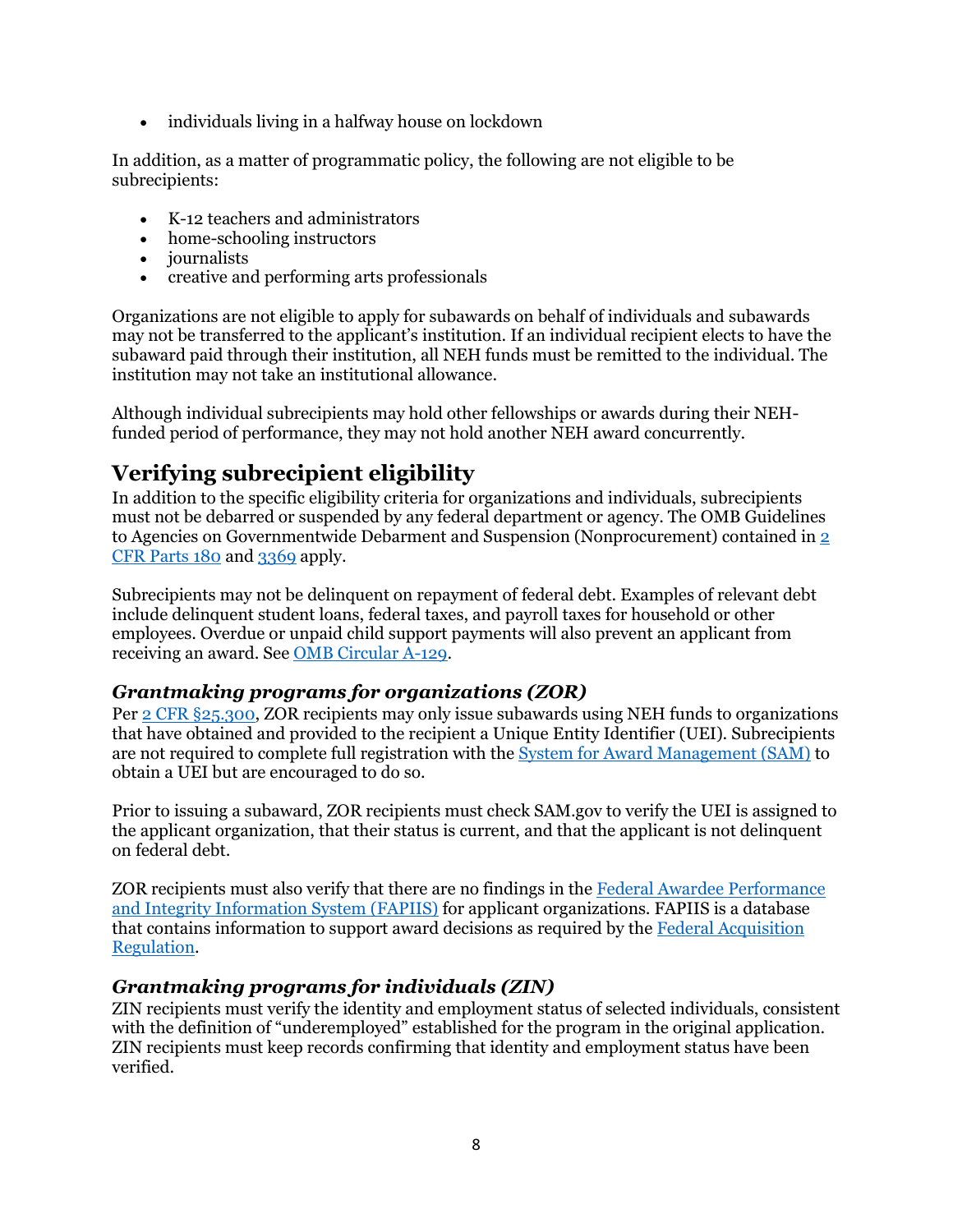- individuals living in a halfway house on lockdown

In addition, as a matter of programmatic policy, the following are not eligible to be subrecipients:

- K-12 teachers and administrators
- home-schooling instructors
- journalists
- creative and performing arts professionals

Organizations are not eligible to apply for subawards on behalf of individuals and subawards may not be transferred to the applicant's institution. If an individual recipient elects to have the subaward paid through their institution, all NEH funds must be remitted to the individual. The institution may not take an institutional allowance.

Although individual subrecipients may hold other fellowships or awards during their NEH-funded period of performance, they may not hold another NEH award concurrently.

## Verifying subrecipient eligibility

In addition to the specific eligibility criteria for organizations and individuals, subrecipients must not be debarred or suspended by any federal department or agency. The OMB Guidelines to Agencies on Governmentwide Debarment and Suspension (Nonprocurement) contained in [2 CFR Parts 180](#) and [3369](#) apply.

Subrecipients may not be delinquent on repayment of federal debt. Examples of relevant debt include delinquent student loans, federal taxes, and payroll taxes for household or other employees. Overdue or unpaid child support payments will also prevent an applicant from receiving an award. See [OMB Circular A-129](#).

### *Grantmaking programs for organizations (ZOR)*

Per [2 CFR §25.300](#), ZOR recipients may only issue subawards using NEH funds to organizations that have obtained and provided to the recipient a Unique Entity Identifier (UEI). Subrecipients are not required to complete full registration with the [System for Award Management (SAM)](#) to obtain a UEI but are encouraged to do so.

Prior to issuing a subaward, ZOR recipients must check SAM.gov to verify the UEI is assigned to the applicant organization, that their status is current, and that the applicant is not delinquent on federal debt.

ZOR recipients must also verify that there are no findings in the [Federal Awardee Performance and Integrity Information System (FAPIIS)](#) for applicant organizations. FAPIIS is a database that contains information to support award decisions as required by the [Federal Acquisition Regulation](#).

### *Grantmaking programs for individuals (ZIN)*

ZIN recipients must verify the identity and employment status of selected individuals, consistent with the definition of "underemployed" established for the program in the original application. ZIN recipients must keep records confirming that identity and employment status have been verified.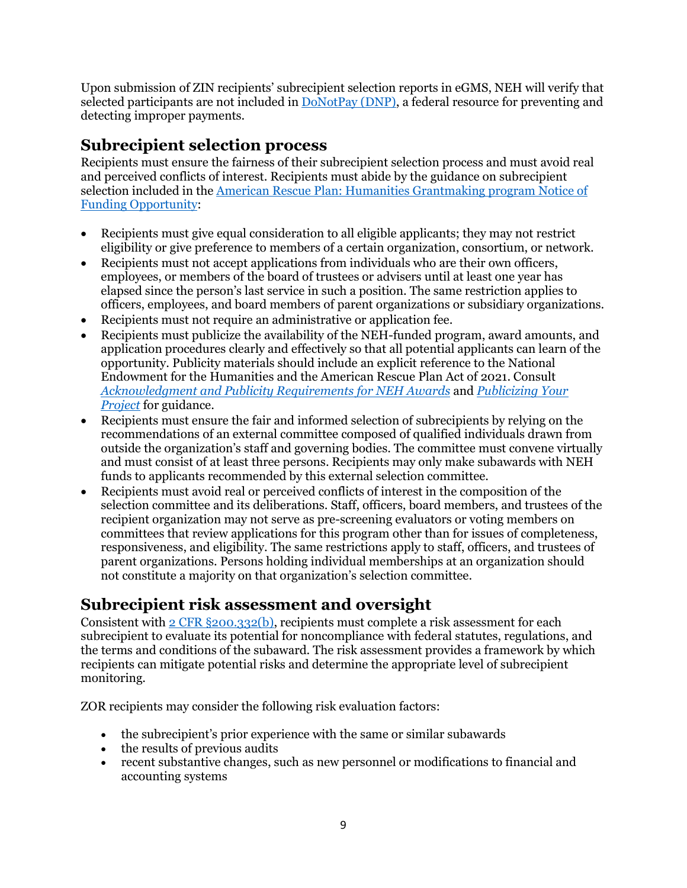Upon submission of ZIN recipients' subrecipient selection reports in eGMS, NEH will verify that selected participants are not included in [DoNotPay (DNP)](), a federal resource for preventing and detecting improper payments.

## Subrecipient selection process

Recipients must ensure the fairness of their subrecipient selection process and must avoid real and perceived conflicts of interest. Recipients must abide by the guidance on subrecipient selection included in the [American Rescue Plan: Humanities Grantmaking program Notice of Funding Opportunity]():

- Recipients must give equal consideration to all eligible applicants; they may not restrict eligibility or give preference to members of a certain organization, consortium, or network.
- Recipients must not accept applications from individuals who are their own officers, employees, or members of the board of trustees or advisers until at least one year has elapsed since the person's last service in such a position. The same restriction applies to officers, employees, and board members of parent organizations or subsidiary organizations.
- Recipients must not require an administrative or application fee.
- Recipients must publicize the availability of the NEH-funded program, award amounts, and application procedures clearly and effectively so that all potential applicants can learn of the opportunity. Publicity materials should include an explicit reference to the National Endowment for the Humanities and the American Rescue Plan Act of 2021. Consult [*Acknowledgment and Publicity Requirements for NEH Awards*]() and [*Publicizing Your Project*]() for guidance.
- Recipients must ensure the fair and informed selection of subrecipients by relying on the recommendations of an external committee composed of qualified individuals drawn from outside the organization's staff and governing bodies. The committee must convene virtually and must consist of at least three persons. Recipients may only make subawards with NEH funds to applicants recommended by this external selection committee.
- Recipients must avoid real or perceived conflicts of interest in the composition of the selection committee and its deliberations. Staff, officers, board members, and trustees of the recipient organization may not serve as pre-screening evaluators or voting members on committees that review applications for this program other than for issues of completeness, responsiveness, and eligibility. The same restrictions apply to staff, officers, and trustees of parent organizations. Persons holding individual memberships at an organization should not constitute a majority on that organization's selection committee.

## Subrecipient risk assessment and oversight

Consistent with [2 CFR §200.332(b)](), recipients must complete a risk assessment for each subrecipient to evaluate its potential for noncompliance with federal statutes, regulations, and the terms and conditions of the subaward. The risk assessment provides a framework by which recipients can mitigate potential risks and determine the appropriate level of subrecipient monitoring.

ZOR recipients may consider the following risk evaluation factors:

- the subrecipient's prior experience with the same or similar subawards
- the results of previous audits
- recent substantive changes, such as new personnel or modifications to financial and accounting systems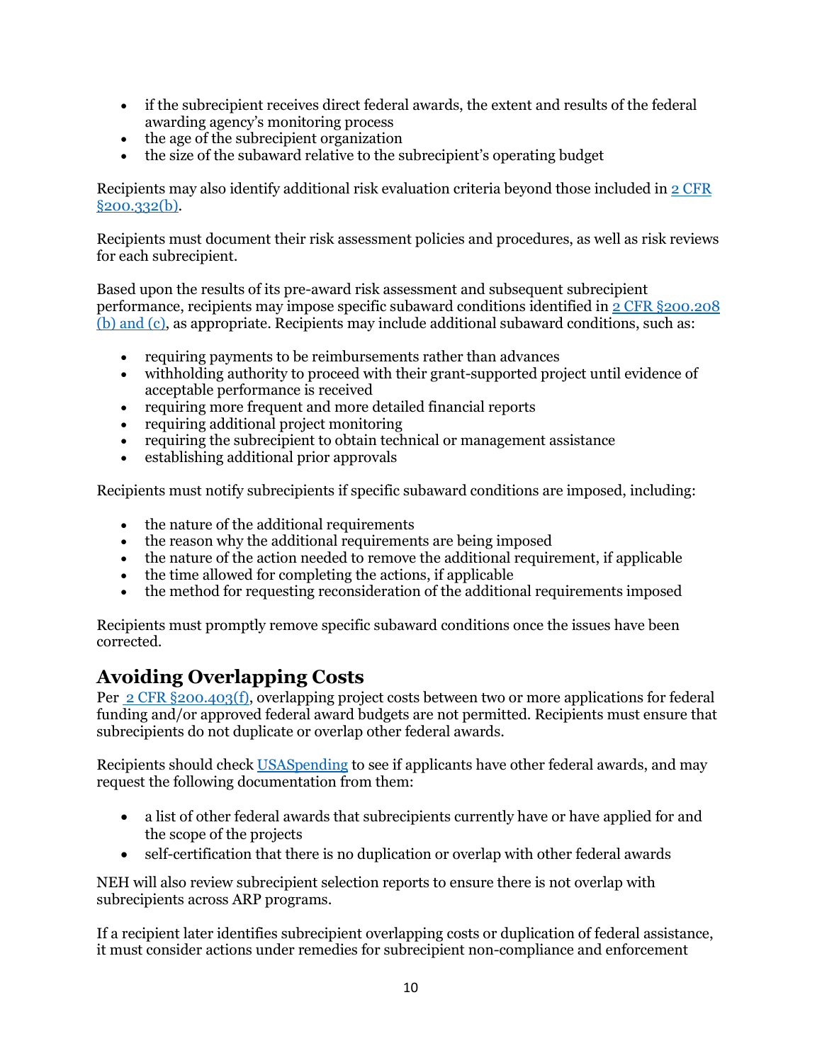- if the subrecipient receives direct federal awards, the extent and results of the federal awarding agency's monitoring process
- the age of the subrecipient organization
- the size of the subaward relative to the subrecipient's operating budget

Recipients may also identify additional risk evaluation criteria beyond those included in 2 CFR §200.332(b).

Recipients must document their risk assessment policies and procedures, as well as risk reviews for each subrecipient.

Based upon the results of its pre-award risk assessment and subsequent subrecipient performance, recipients may impose specific subaward conditions identified in 2 CFR §200.208 (b) and (c), as appropriate. Recipients may include additional subaward conditions, such as:

- requiring payments to be reimbursements rather than advances
- withholding authority to proceed with their grant-supported project until evidence of acceptable performance is received
- requiring more frequent and more detailed financial reports
- requiring additional project monitoring
- requiring the subrecipient to obtain technical or management assistance
- establishing additional prior approvals

Recipients must notify subrecipients if specific subaward conditions are imposed, including:

- the nature of the additional requirements
- the reason why the additional requirements are being imposed
- the nature of the action needed to remove the additional requirement, if applicable
- the time allowed for completing the actions, if applicable
- the method for requesting reconsideration of the additional requirements imposed

Recipients must promptly remove specific subaward conditions once the issues have been corrected.

## Avoiding Overlapping Costs

Per 2 CFR §200.403(f), overlapping project costs between two or more applications for federal funding and/or approved federal award budgets are not permitted. Recipients must ensure that subrecipients do not duplicate or overlap other federal awards.

Recipients should check USASpending to see if applicants have other federal awards, and may request the following documentation from them:

- a list of other federal awards that subrecipients currently have or have applied for and the scope of the projects
- self-certification that there is no duplication or overlap with other federal awards

NEH will also review subrecipient selection reports to ensure there is not overlap with subrecipients across ARP programs.

If a recipient later identifies subrecipient overlapping costs or duplication of federal assistance, it must consider actions under remedies for subrecipient non-compliance and enforcement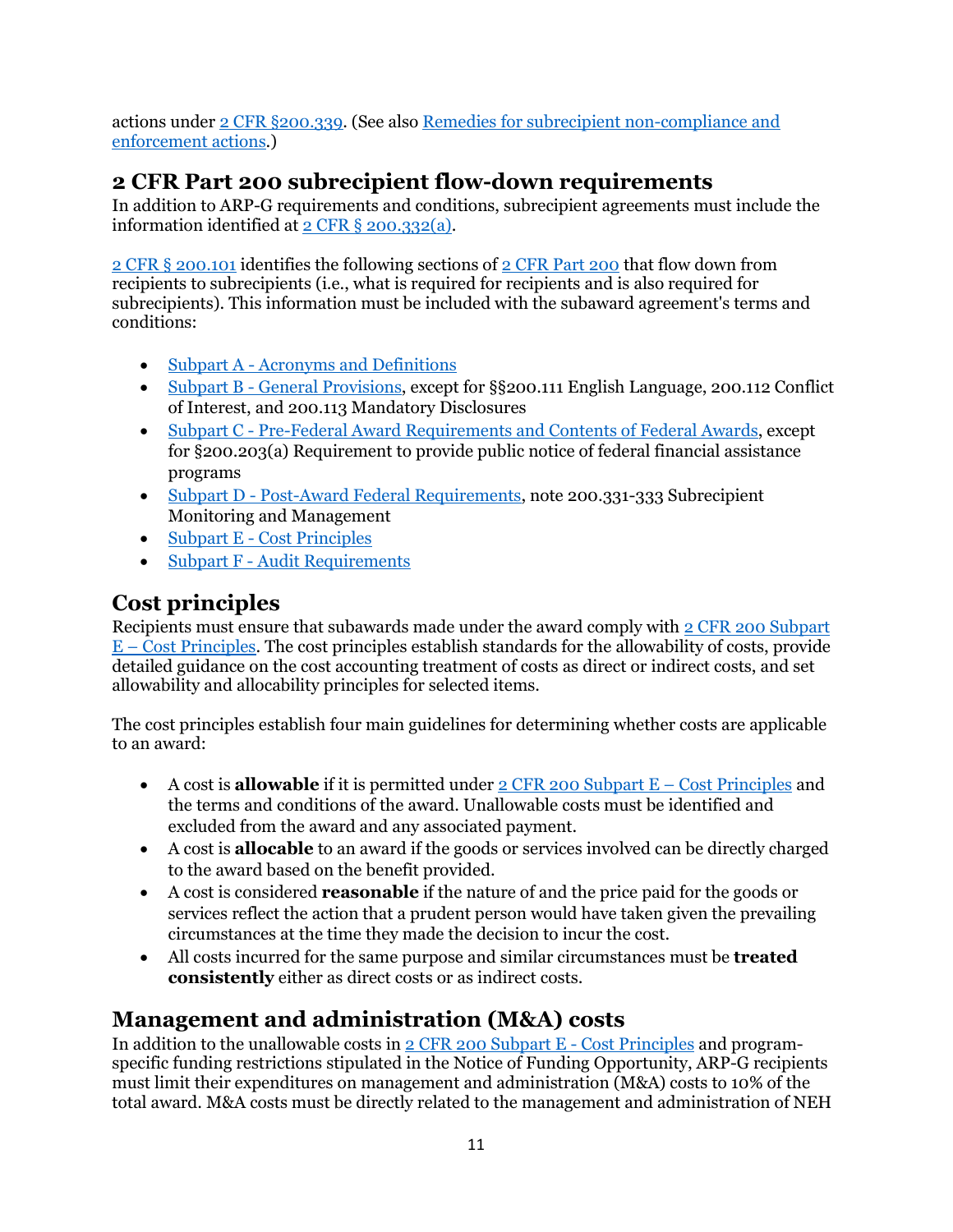actions under 2 CFR §200.339. (See also Remedies for subrecipient non-compliance and enforcement actions.)

## 2 CFR Part 200 subrecipient flow-down requirements

In addition to ARP-G requirements and conditions, subrecipient agreements must include the information identified at 2 CFR § 200.332(a).

2 CFR § 200.101 identifies the following sections of 2 CFR Part 200 that flow down from recipients to subrecipients (i.e., what is required for recipients and is also required for subrecipients). This information must be included with the subaward agreement's terms and conditions:

- Subpart A - Acronyms and Definitions
- Subpart B - General Provisions, except for §§200.111 English Language, 200.112 Conflict of Interest, and 200.113 Mandatory Disclosures
- Subpart C - Pre-Federal Award Requirements and Contents of Federal Awards, except for §200.203(a) Requirement to provide public notice of federal financial assistance programs
- Subpart D - Post-Award Federal Requirements, note 200.331-333 Subrecipient Monitoring and Management
- Subpart E - Cost Principles
- Subpart F - Audit Requirements

## Cost principles

Recipients must ensure that subawards made under the award comply with 2 CFR 200 Subpart E – Cost Principles. The cost principles establish standards for the allowability of costs, provide detailed guidance on the cost accounting treatment of costs as direct or indirect costs, and set allowability and allocability principles for selected items.

The cost principles establish four main guidelines for determining whether costs are applicable to an award:

- A cost is **allowable** if it is permitted under 2 CFR 200 Subpart E – Cost Principles and the terms and conditions of the award. Unallowable costs must be identified and excluded from the award and any associated payment.
- A cost is **allocable** to an award if the goods or services involved can be directly charged to the award based on the benefit provided.
- A cost is considered **reasonable** if the nature of and the price paid for the goods or services reflect the action that a prudent person would have taken given the prevailing circumstances at the time they made the decision to incur the cost.
- All costs incurred for the same purpose and similar circumstances must be **treated consistently** either as direct costs or as indirect costs.

## Management and administration (M&A) costs

In addition to the unallowable costs in 2 CFR 200 Subpart E - Cost Principles and program-specific funding restrictions stipulated in the Notice of Funding Opportunity, ARP-G recipients must limit their expenditures on management and administration (M&A) costs to 10% of the total award. M&A costs must be directly related to the management and administration of NEH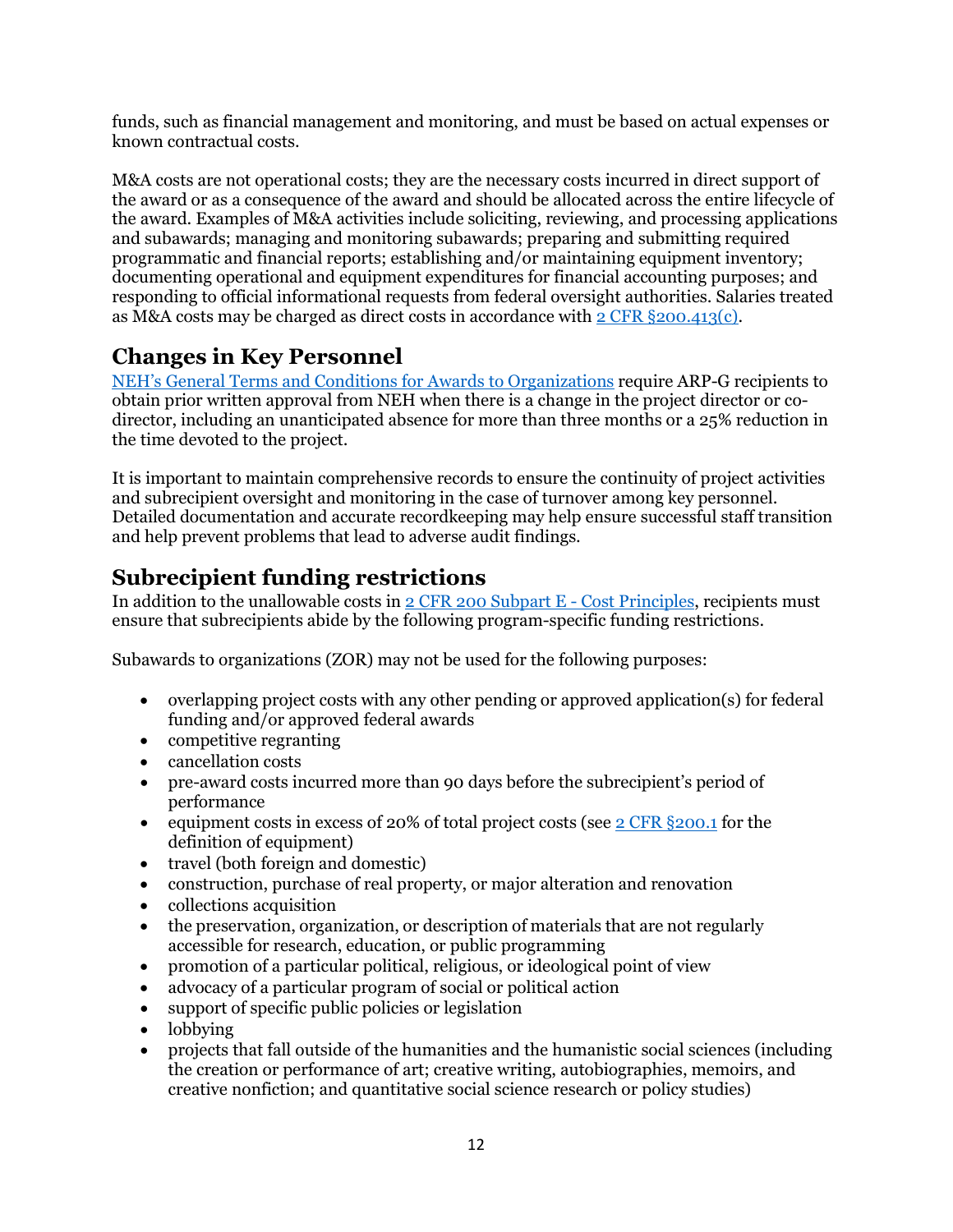funds, such as financial management and monitoring, and must be based on actual expenses or known contractual costs.

M&A costs are not operational costs; they are the necessary costs incurred in direct support of the award or as a consequence of the award and should be allocated across the entire lifecycle of the award. Examples of M&A activities include soliciting, reviewing, and processing applications and subawards; managing and monitoring subawards; preparing and submitting required programmatic and financial reports; establishing and/or maintaining equipment inventory; documenting operational and equipment expenditures for financial accounting purposes; and responding to official informational requests from federal oversight authorities. Salaries treated as M&A costs may be charged as direct costs in accordance with [2 CFR §200.413(c)](#).

## Changes in Key Personnel

[NEH's General Terms and Conditions for Awards to Organizations](#) require ARP-G recipients to obtain prior written approval from NEH when there is a change in the project director or co-director, including an unanticipated absence for more than three months or a 25% reduction in the time devoted to the project.

It is important to maintain comprehensive records to ensure the continuity of project activities and subrecipient oversight and monitoring in the case of turnover among key personnel. Detailed documentation and accurate recordkeeping may help ensure successful staff transition and help prevent problems that lead to adverse audit findings.

## Subrecipient funding restrictions

In addition to the unallowable costs in [2 CFR 200 Subpart E - Cost Principles](#), recipients must ensure that subrecipients abide by the following program-specific funding restrictions.

Subawards to organizations (ZOR) may not be used for the following purposes:

- overlapping project costs with any other pending or approved application(s) for federal funding and/or approved federal awards
- competitive regranting
- cancellation costs
- pre-award costs incurred more than 90 days before the subrecipient's period of performance
- equipment costs in excess of 20% of total project costs (see [2 CFR §200.1](#) for the definition of equipment)
- travel (both foreign and domestic)
- construction, purchase of real property, or major alteration and renovation
- collections acquisition
- the preservation, organization, or description of materials that are not regularly accessible for research, education, or public programming
- promotion of a particular political, religious, or ideological point of view
- advocacy of a particular program of social or political action
- support of specific public policies or legislation
- lobbying
- projects that fall outside of the humanities and the humanistic social sciences (including the creation or performance of art; creative writing, autobiographies, memoirs, and creative nonfiction; and quantitative social science research or policy studies)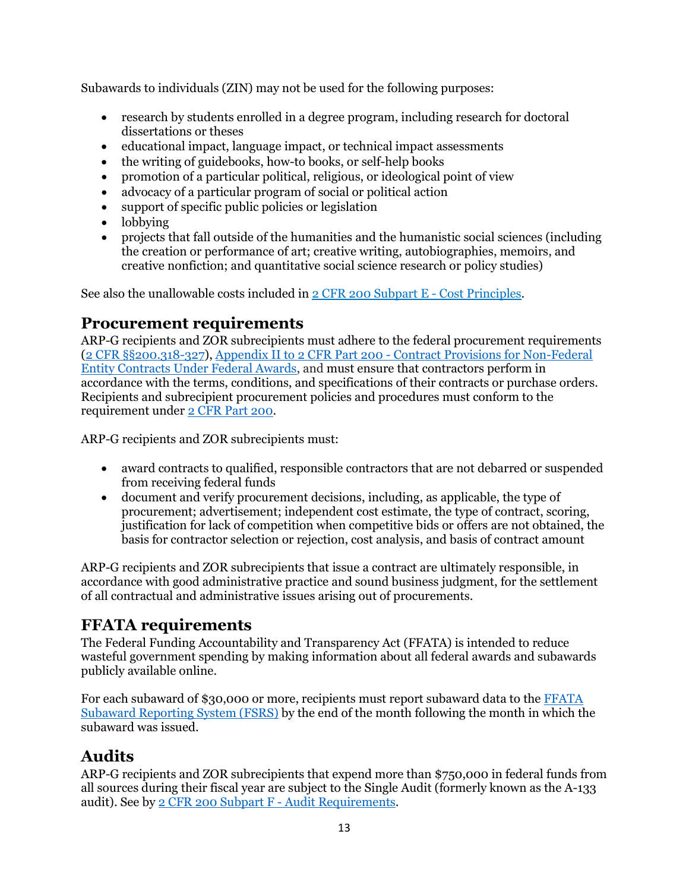Subawards to individuals (ZIN) may not be used for the following purposes:

- research by students enrolled in a degree program, including research for doctoral dissertations or theses
- educational impact, language impact, or technical impact assessments
- the writing of guidebooks, how-to books, or self-help books
- promotion of a particular political, religious, or ideological point of view
- advocacy of a particular program of social or political action
- support of specific public policies or legislation
- lobbying
- projects that fall outside of the humanities and the humanistic social sciences (including the creation or performance of art; creative writing, autobiographies, memoirs, and creative nonfiction; and quantitative social science research or policy studies)

See also the unallowable costs included in [2 CFR 200 Subpart E - Cost Principles](#).

## Procurement requirements

ARP-G recipients and ZOR subrecipients must adhere to the federal procurement requirements ([2 CFR §§200.318-327](#)), [Appendix II to 2 CFR Part 200 - Contract Provisions for Non-Federal Entity Contracts Under Federal Awards](#), and must ensure that contractors perform in accordance with the terms, conditions, and specifications of their contracts or purchase orders. Recipients and subrecipient procurement policies and procedures must conform to the requirement under [2 CFR Part 200](#).

ARP-G recipients and ZOR subrecipients must:

- award contracts to qualified, responsible contractors that are not debarred or suspended from receiving federal funds
- document and verify procurement decisions, including, as applicable, the type of procurement; advertisement; independent cost estimate, the type of contract, scoring, justification for lack of competition when competitive bids or offers are not obtained, the basis for contractor selection or rejection, cost analysis, and basis of contract amount

ARP-G recipients and ZOR subrecipients that issue a contract are ultimately responsible, in accordance with good administrative practice and sound business judgment, for the settlement of all contractual and administrative issues arising out of procurements.

## FFATA requirements

The Federal Funding Accountability and Transparency Act (FFATA) is intended to reduce wasteful government spending by making information about all federal awards and subawards publicly available online.

For each subaward of $30,000 or more, recipients must report subaward data to the [FFATA Subaward Reporting System (FSRS)](#) by the end of the month following the month in which the subaward was issued.

## Audits

ARP-G recipients and ZOR subrecipients that expend more than $750,000 in federal funds from all sources during their fiscal year are subject to the Single Audit (formerly known as the A-133 audit). See by [2 CFR 200 Subpart F - Audit Requirements](#).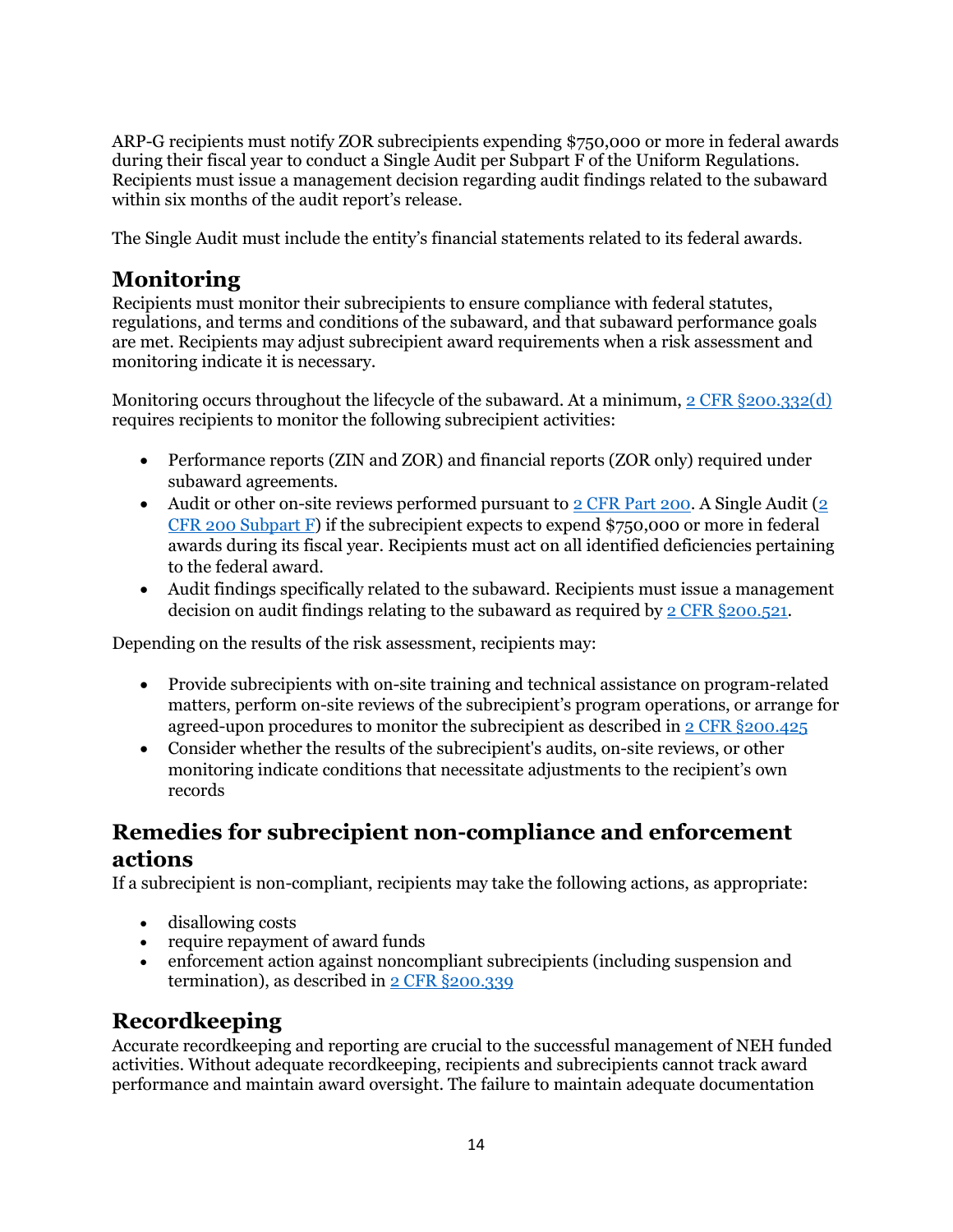ARP-G recipients must notify ZOR subrecipients expending $750,000 or more in federal awards during their fiscal year to conduct a Single Audit per Subpart F of the Uniform Regulations. Recipients must issue a management decision regarding audit findings related to the subaward within six months of the audit report's release.

The Single Audit must include the entity's financial statements related to its federal awards.

## Monitoring

Recipients must monitor their subrecipients to ensure compliance with federal statutes, regulations, and terms and conditions of the subaward, and that subaward performance goals are met. Recipients may adjust subrecipient award requirements when a risk assessment and monitoring indicate it is necessary.

Monitoring occurs throughout the lifecycle of the subaward. At a minimum, [2 CFR §200.332(d)](#) requires recipients to monitor the following subrecipient activities:

- Performance reports (ZIN and ZOR) and financial reports (ZOR only) required under subaward agreements.
- Audit or other on-site reviews performed pursuant to [2 CFR Part 200](#). A Single Audit ([2 CFR 200 Subpart F](#)) if the subrecipient expects to expend $750,000 or more in federal awards during its fiscal year. Recipients must act on all identified deficiencies pertaining to the federal award.
- Audit findings specifically related to the subaward. Recipients must issue a management decision on audit findings relating to the subaward as required by [2 CFR §200.521](#).

Depending on the results of the risk assessment, recipients may:

- Provide subrecipients with on-site training and technical assistance on program-related matters, perform on-site reviews of the subrecipient's program operations, or arrange for agreed-upon procedures to monitor the subrecipient as described in [2 CFR §200.425](#)
- Consider whether the results of the subrecipient's audits, on-site reviews, or other monitoring indicate conditions that necessitate adjustments to the recipient's own records

## Remedies for subrecipient non-compliance and enforcement actions

If a subrecipient is non-compliant, recipients may take the following actions, as appropriate:

- disallowing costs
- require repayment of award funds
- enforcement action against noncompliant subrecipients (including suspension and termination), as described in [2 CFR §200.339](#)

## Recordkeeping

Accurate recordkeeping and reporting are crucial to the successful management of NEH funded activities. Without adequate recordkeeping, recipients and subrecipients cannot track award performance and maintain award oversight. The failure to maintain adequate documentation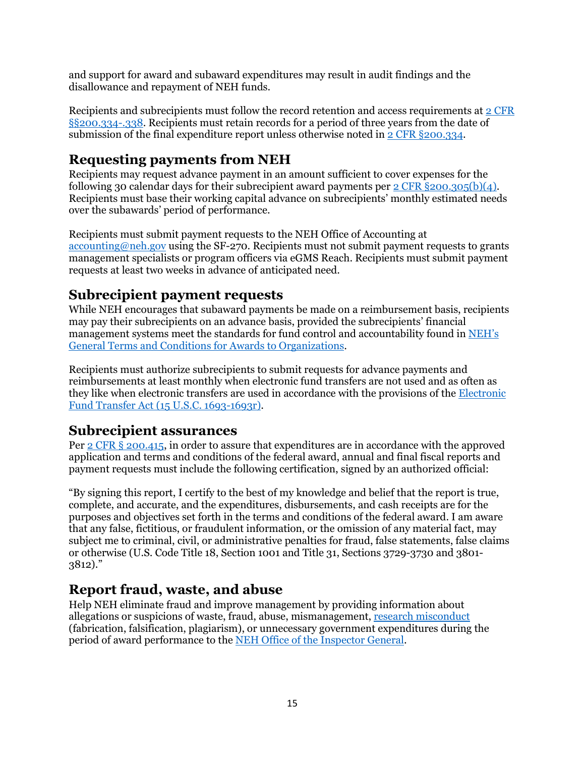and support for award and subaward expenditures may result in audit findings and the disallowance and repayment of NEH funds.

Recipients and subrecipients must follow the record retention and access requirements at [2 CFR §§200.334-.338](). Recipients must retain records for a period of three years from the date of submission of the final expenditure report unless otherwise noted in [2 CFR §200.334]().

## Requesting payments from NEH

Recipients may request advance payment in an amount sufficient to cover expenses for the following 30 calendar days for their subrecipient award payments per [2 CFR §200.305(b)(4)](). Recipients must base their working capital advance on subrecipients' monthly estimated needs over the subawards' period of performance.

Recipients must submit payment requests to the NEH Office of Accounting at [accounting@neh.gov]() using the SF-270. Recipients must not submit payment requests to grants management specialists or program officers via eGMS Reach. Recipients must submit payment requests at least two weeks in advance of anticipated need.

## Subrecipient payment requests

While NEH encourages that subaward payments be made on a reimbursement basis, recipients may pay their subrecipients on an advance basis, provided the subrecipients' financial management systems meet the standards for fund control and accountability found in [NEH's General Terms and Conditions for Awards to Organizations]().

Recipients must authorize subrecipients to submit requests for advance payments and reimbursements at least monthly when electronic fund transfers are not used and as often as they like when electronic transfers are used in accordance with the provisions of the [Electronic Fund Transfer Act (15 U.S.C. 1693-1693r)]().

## Subrecipient assurances

Per [2 CFR § 200.415](), in order to assure that expenditures are in accordance with the approved application and terms and conditions of the federal award, annual and final fiscal reports and payment requests must include the following certification, signed by an authorized official:

"By signing this report, I certify to the best of my knowledge and belief that the report is true, complete, and accurate, and the expenditures, disbursements, and cash receipts are for the purposes and objectives set forth in the terms and conditions of the federal award. I am aware that any false, fictitious, or fraudulent information, or the omission of any material fact, may subject me to criminal, civil, or administrative penalties for fraud, false statements, false claims or otherwise (U.S. Code Title 18, Section 1001 and Title 31, Sections 3729-3730 and 3801-3812)."

## Report fraud, waste, and abuse

Help NEH eliminate fraud and improve management by providing information about allegations or suspicions of waste, fraud, abuse, mismanagement, [research misconduct]() (fabrication, falsification, plagiarism), or unnecessary government expenditures during the period of award performance to the [NEH Office of the Inspector General]().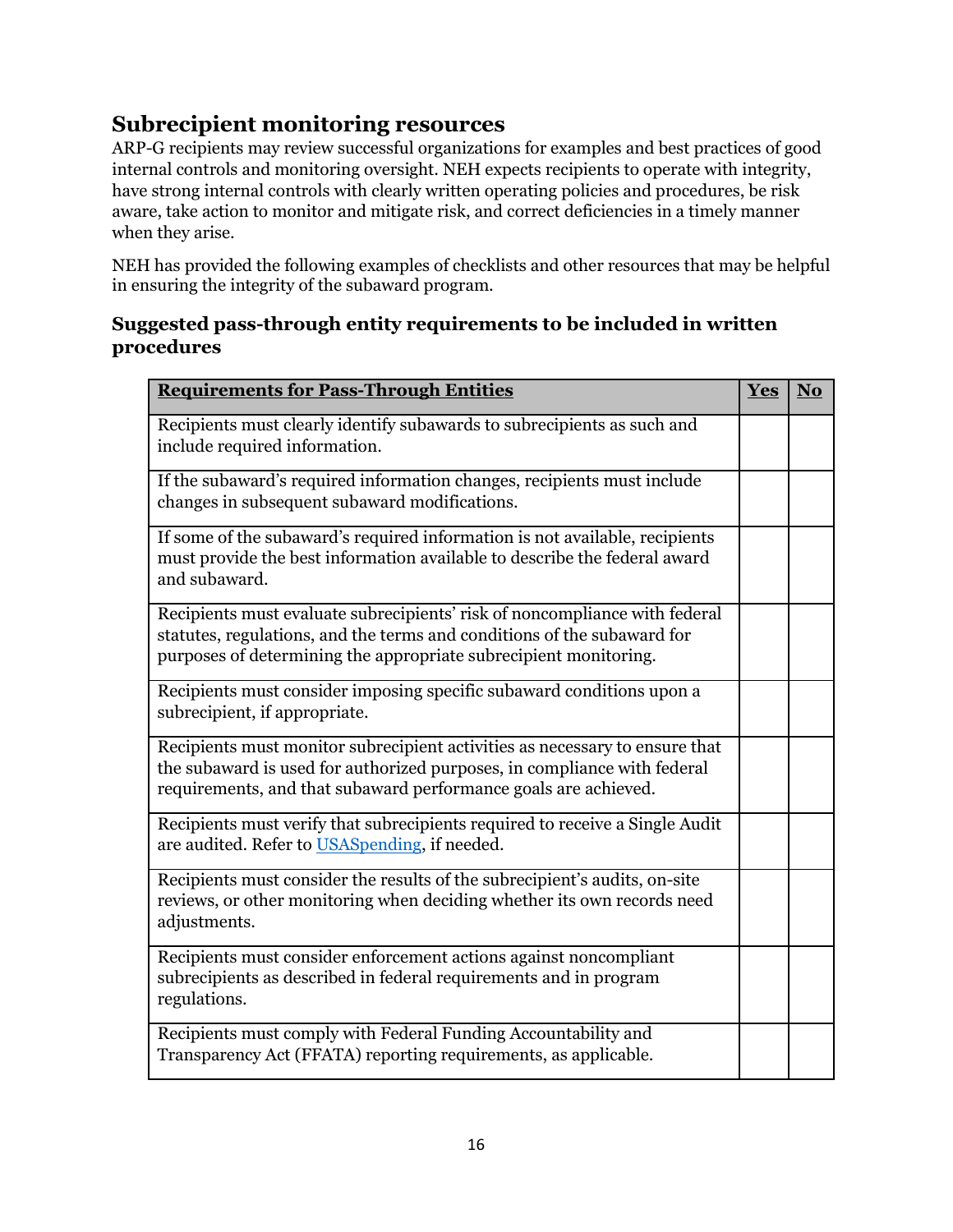## Subrecipient monitoring resources

ARP-G recipients may review successful organizations for examples and best practices of good internal controls and monitoring oversight. NEH expects recipients to operate with integrity, have strong internal controls with clearly written operating policies and procedures, be risk aware, take action to monitor and mitigate risk, and correct deficiencies in a timely manner when they arise.

NEH has provided the following examples of checklists and other resources that may be helpful in ensuring the integrity of the subaward program.

### Suggested pass-through entity requirements to be included in written procedures

| **Requirements for Pass-Through Entities** | **Yes** | **No** |
|---|---|---|
| Recipients must clearly identify subawards to subrecipients as such and include required information. | | |
| If the subaward's required information changes, recipients must include changes in subsequent subaward modifications. | | |
| If some of the subaward's required information is not available, recipients must provide the best information available to describe the federal award and subaward. | | |
| Recipients must evaluate subrecipients' risk of noncompliance with federal statutes, regulations, and the terms and conditions of the subaward for purposes of determining the appropriate subrecipient monitoring. | | |
| Recipients must consider imposing specific subaward conditions upon a subrecipient, if appropriate. | | |
| Recipients must monitor subrecipient activities as necessary to ensure that the subaward is used for authorized purposes, in compliance with federal requirements, and that subaward performance goals are achieved. | | |
| Recipients must verify that subrecipients required to receive a Single Audit are audited. Refer to [USASpending](), if needed. | | |
| Recipients must consider the results of the subrecipient's audits, on-site reviews, or other monitoring when deciding whether its own records need adjustments. | | |
| Recipients must consider enforcement actions against noncompliant subrecipients as described in federal requirements and in program regulations. | | |
| Recipients must comply with Federal Funding Accountability and Transparency Act (FFATA) reporting requirements, as applicable. | | |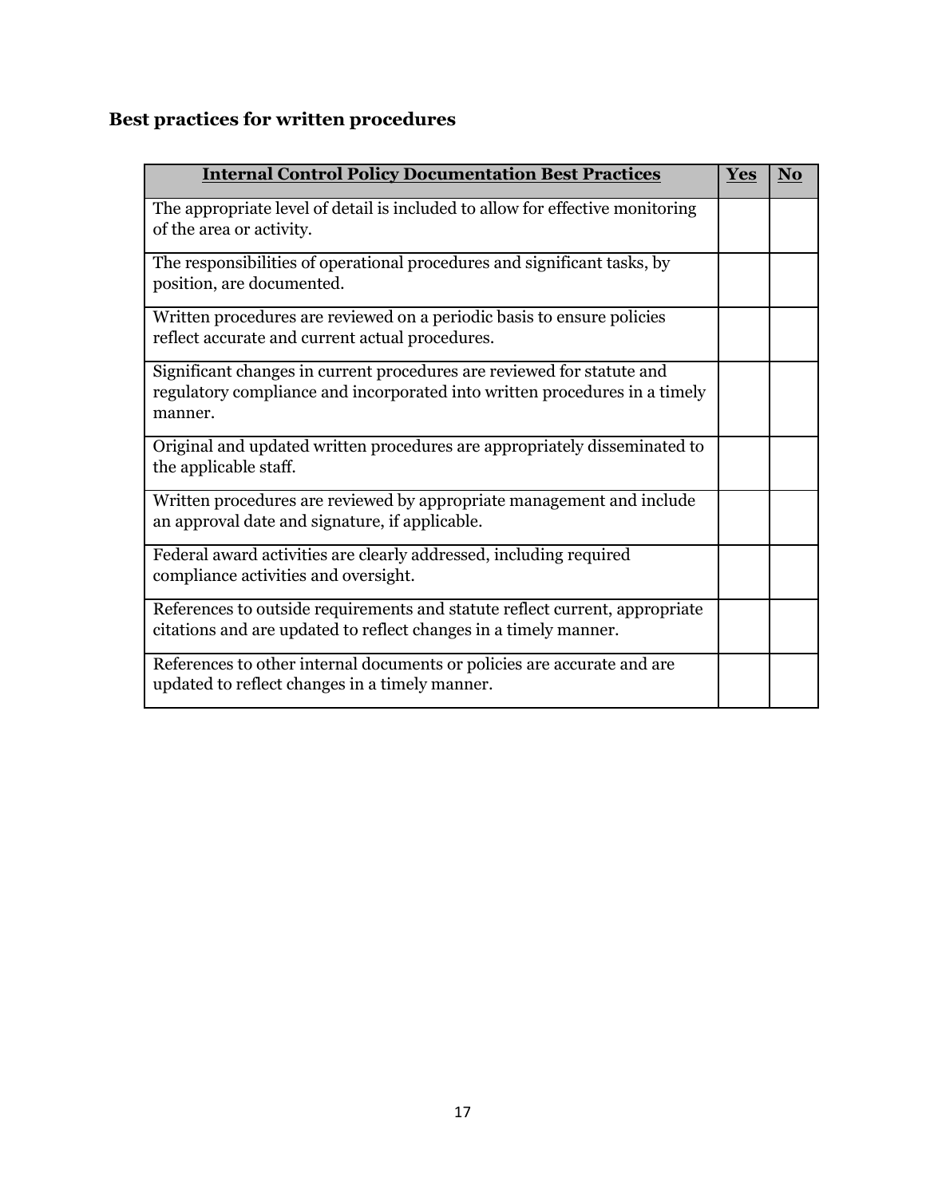## Best practices for written procedures

| **Internal Control Policy Documentation Best Practices** | **Yes** | **No** |
|---|---|---|
| The appropriate level of detail is included to allow for effective monitoring of the area or activity. | | |
| The responsibilities of operational procedures and significant tasks, by position, are documented. | | |
| Written procedures are reviewed on a periodic basis to ensure policies reflect accurate and current actual procedures. | | |
| Significant changes in current procedures are reviewed for statute and regulatory compliance and incorporated into written procedures in a timely manner. | | |
| Original and updated written procedures are appropriately disseminated to the applicable staff. | | |
| Written procedures are reviewed by appropriate management and include an approval date and signature, if applicable. | | |
| Federal award activities are clearly addressed, including required compliance activities and oversight. | | |
| References to outside requirements and statute reflect current, appropriate citations and are updated to reflect changes in a timely manner. | | |
| References to other internal documents or policies are accurate and are updated to reflect changes in a timely manner. | | |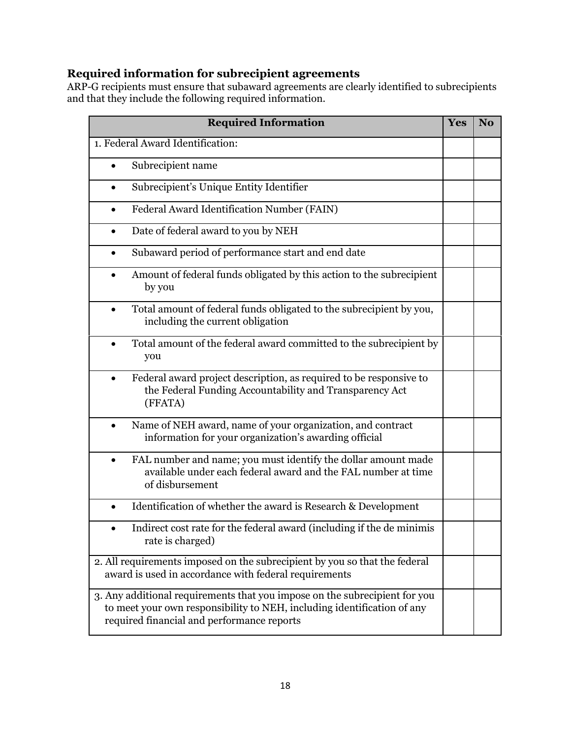## Required information for subrecipient agreements

ARP-G recipients must ensure that subaward agreements are clearly identified to subrecipients and that they include the following required information.

| Required Information | Yes | No |
|---|---|---|
| 1. Federal Award Identification: | | |
| • Subrecipient name | | |
| • Subrecipient's Unique Entity Identifier | | |
| • Federal Award Identification Number (FAIN) | | |
| • Date of federal award to you by NEH | | |
| • Subaward period of performance start and end date | | |
| • Amount of federal funds obligated by this action to the subrecipient by you | | |
| • Total amount of federal funds obligated to the subrecipient by you, including the current obligation | | |
| • Total amount of the federal award committed to the subrecipient by you | | |
| • Federal award project description, as required to be responsive to the Federal Funding Accountability and Transparency Act (FFATA) | | |
| • Name of NEH award, name of your organization, and contract information for your organization's awarding official | | |
| • FAL number and name; you must identify the dollar amount made available under each federal award and the FAL number at time of disbursement | | |
| • Identification of whether the award is Research & Development | | |
| • Indirect cost rate for the federal award (including if the de minimis rate is charged) | | |
| 2. All requirements imposed on the subrecipient by you so that the federal award is used in accordance with federal requirements | | |
| 3. Any additional requirements that you impose on the subrecipient for you to meet your own responsibility to NEH, including identification of any required financial and performance reports | | |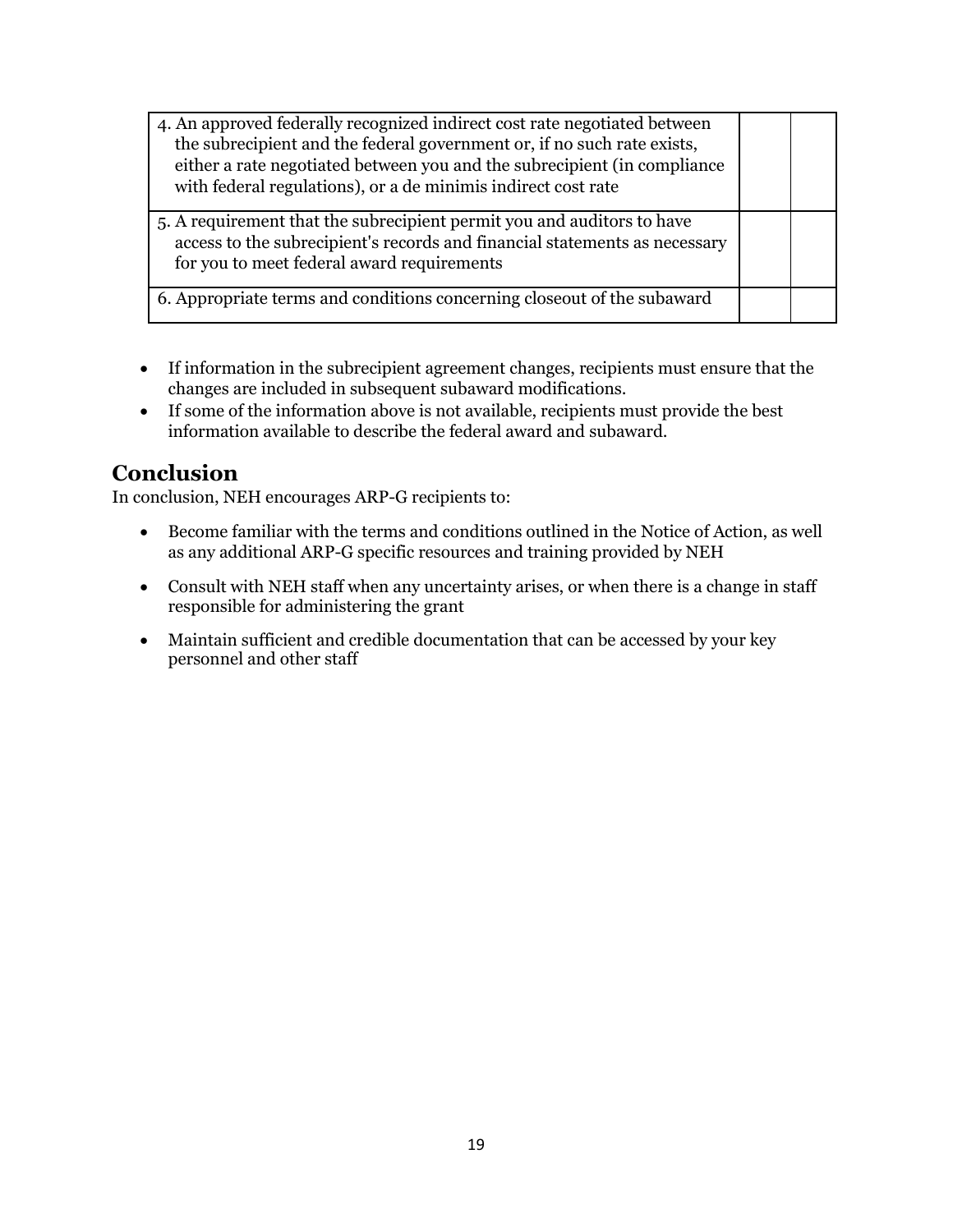| | | |
|---|---|---|
| 4. An approved federally recognized indirect cost rate negotiated between the subrecipient and the federal government or, if no such rate exists, either a rate negotiated between you and the subrecipient (in compliance with federal regulations), or a de minimis indirect cost rate | | |
| 5. A requirement that the subrecipient permit you and auditors to have access to the subrecipient's records and financial statements as necessary for you to meet federal award requirements | | |
| 6. Appropriate terms and conditions concerning closeout of the subaward | | |

- If information in the subrecipient agreement changes, recipients must ensure that the changes are included in subsequent subaward modifications.
- If some of the information above is not available, recipients must provide the best information available to describe the federal award and subaward.

## Conclusion

In conclusion, NEH encourages ARP-G recipients to:

- Become familiar with the terms and conditions outlined in the Notice of Action, as well as any additional ARP-G specific resources and training provided by NEH
- Consult with NEH staff when any uncertainty arises, or when there is a change in staff responsible for administering the grant
- Maintain sufficient and credible documentation that can be accessed by your key personnel and other staff